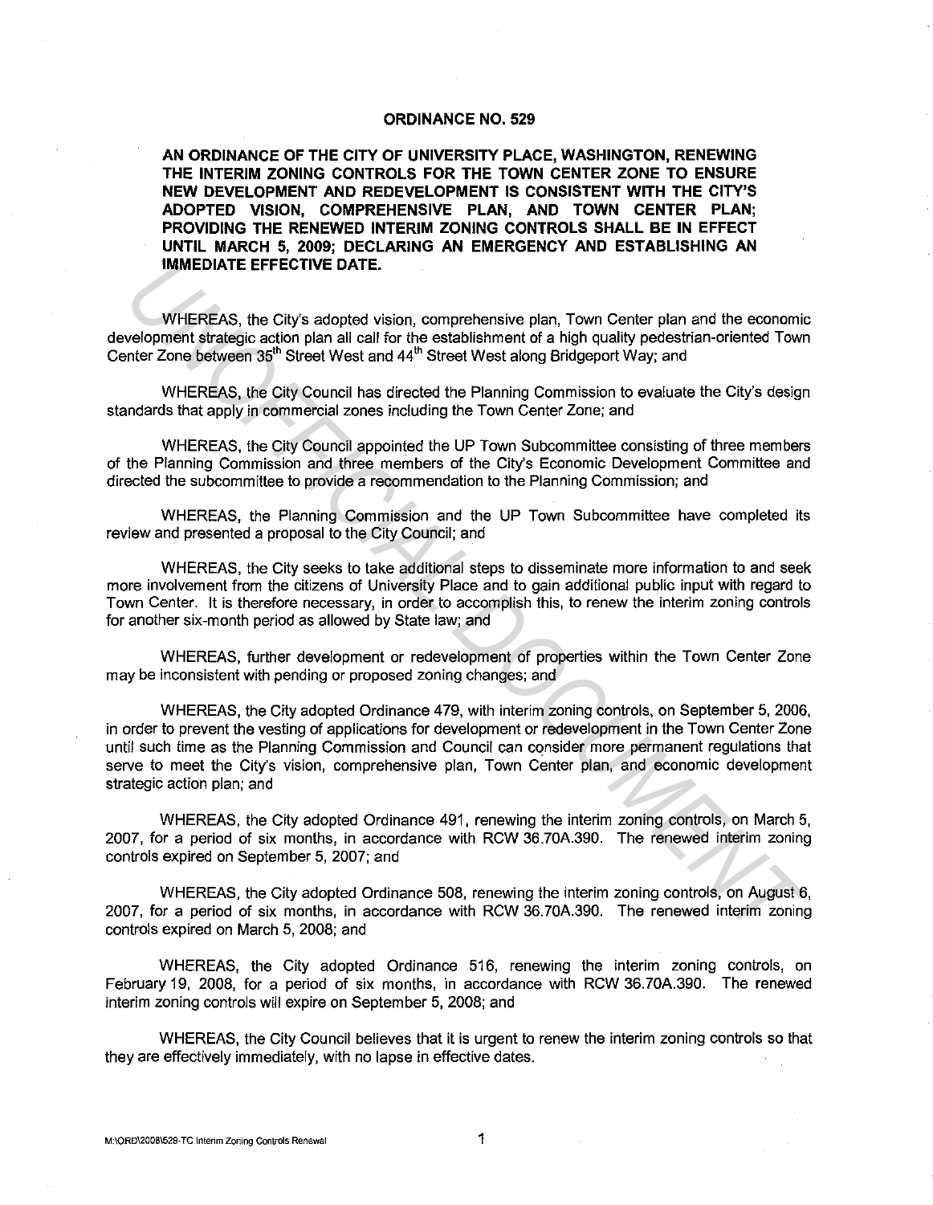# ORDINANCE NO. 529

**AN ORDINANCE OF THE CITY OF UNIVERSITY PLACE, WASHINGTON, RENEWING THE INTERIM ZONING CONTROLS FOR THE TOWN CENTER ZONE TO ENSURE NEW DEVELOPMENT AND REDEVELOPMENT IS CONSISTENT WITH THE CITY'S ADOPTED VISION, COMPREHENSIVE PLAN, AND TOWN CENTER PLAN; PROVIDING THE RENEWED INTERIM ZONING CONTROLS SHALL BE IN EFFECT UNTIL MARCH 5, 2009; DECLARING AN EMERGENCY AND ESTABLISHING AN IMMEDIATE EFFECTIVE DATE.**

WHEREAS, the City's adopted vision, comprehensive plan, Town Center plan and the economic development strategic action plan all call for the establishment of a high quality pedestrian-oriented Town Center Zone between 35th Street West and 44th Street West along Bridgeport Way; and

WHEREAS, the City Council has directed the Planning Commission to evaluate the City's design standards that apply in commercial zones including the Town Center Zone; and

WHEREAS, the City Council appointed the UP Town Subcommittee consisting of three members of the Planning Commission and three members of the City's Economic Development Committee and directed the subcommittee to provide a recommendation to the Planning Commission; and

WHEREAS, the Planning Commission and the UP Town Subcommittee have completed its review and presented a proposal to the City Council; and

WHEREAS, the City seeks to take additional steps to disseminate more information to and seek more involvement from the citizens of University Place and to gain additional public input with regard to Town Center. It is therefore necessary, in order to accomplish this, to renew the interim zoning controls for another six-month period as allowed by State law; and

WHEREAS, further development or redevelopment of properties within the Town Center Zone may be inconsistent with pending or proposed zoning changes; and

WHEREAS, the City adopted Ordinance 479, with interim zoning controls, on September 5, 2006, in order to prevent the vesting of applications for development or redevelopment in the Town Center Zone until such time as the Planning Commission and Council can consider more permanent regulations that serve to meet the City's vision, comprehensive plan, Town Center plan, and economic development strategic action plan; and

WHEREAS, the City adopted Ordinance 491, renewing the interim zoning controls, on March 5, 2007, for a period of six months, in accordance with RCW 36.70A.390. The renewed interim zoning controls expired on September 5, 2007; and

WHEREAS, the City adopted Ordinance 508, renewing the interim zoning controls, on August 6, 2007, for a period of six months, in accordance with RCW 36.70A.390. The renewed interim zoning controls expired on March 5, 2008; and

WHEREAS, the City adopted Ordinance 516, renewing the interim zoning controls, on February 19, 2008, for a period of six months, in accordance with RCW 36.70A.390. The renewed interim zoning controls will expire on September 5, 2008; and

WHEREAS, the City Council believes that it is urgent to renew the interim zoning controls so that they are effectively immediately, with no lapse in effective dates.

M:\ORD\2008\529-TC Interim Zoning Controls Renewal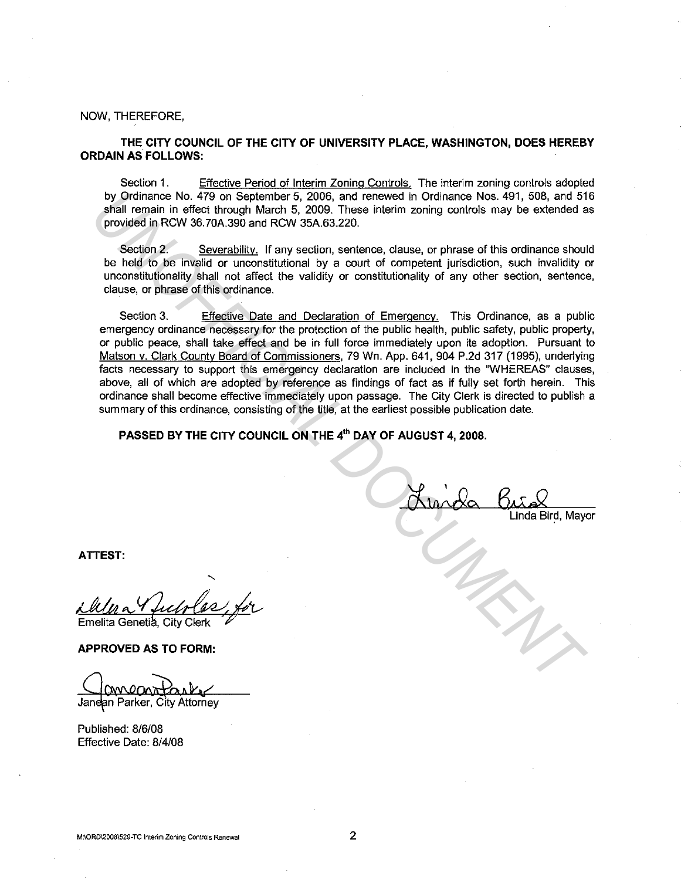NOW, THEREFORE,

**THE CITY COUNCIL OF THE CITY OF UNIVERSITY PLACE, WASHINGTON, DOES HEREBY ORDAIN AS FOLLOWS:**

Section 1. Effective Period of Interim Zoning Controls. The interim zoning controls adopted by Ordinance No. 479 on September 5, 2006, and renewed in Ordinance Nos. 491, 508, and 516 shall remain in effect through March 5, 2009. These interim zoning controls may be extended as provided in RCW 36.70A.390 and RCW 35A.63.220.

Section 2. Severability. If any section, sentence, clause, or phrase of this ordinance should be held to be invalid or unconstitutional by a court of competent jurisdiction, such invalidity or unconstitutionality shall not affect the validity or constitutionality of any other section, sentence, clause, or phrase of this ordinance.

Section 3. Effective Date and Declaration of Emergency. This Ordinance, as a public emergency ordinance necessary for the protection of the public health, public safety, public property, or public peace, shall take effect and be in full force immediately upon its adoption. Pursuant to Matson v. Clark County Board of Commissioners, 79 Wn. App. 641, 904 P.2d 317 (1995), underlying facts necessary to support this emergency declaration are included in the "WHEREAS" clauses, above, all of which are adopted by reference as findings of fact as if fully set forth herein. This ordinance shall become effective immediately upon passage. The City Clerk is directed to publish a summary of this ordinance, consisting of the title, at the earliest possible publication date.

**PASSED BY THE CITY COUNCIL ON THE 4th DAY OF AUGUST 4, 2008.**

Linda Bird, Mayor

**ATTEST:**

Emelita Genetia, City Clerk

**APPROVED AS TO FORM:**

Janean Parker, City Attorney

Published: 8/6/08
Effective Date: 8/4/08

M:\ORD\2008\529-TC Interim Zoning Controls Renewal